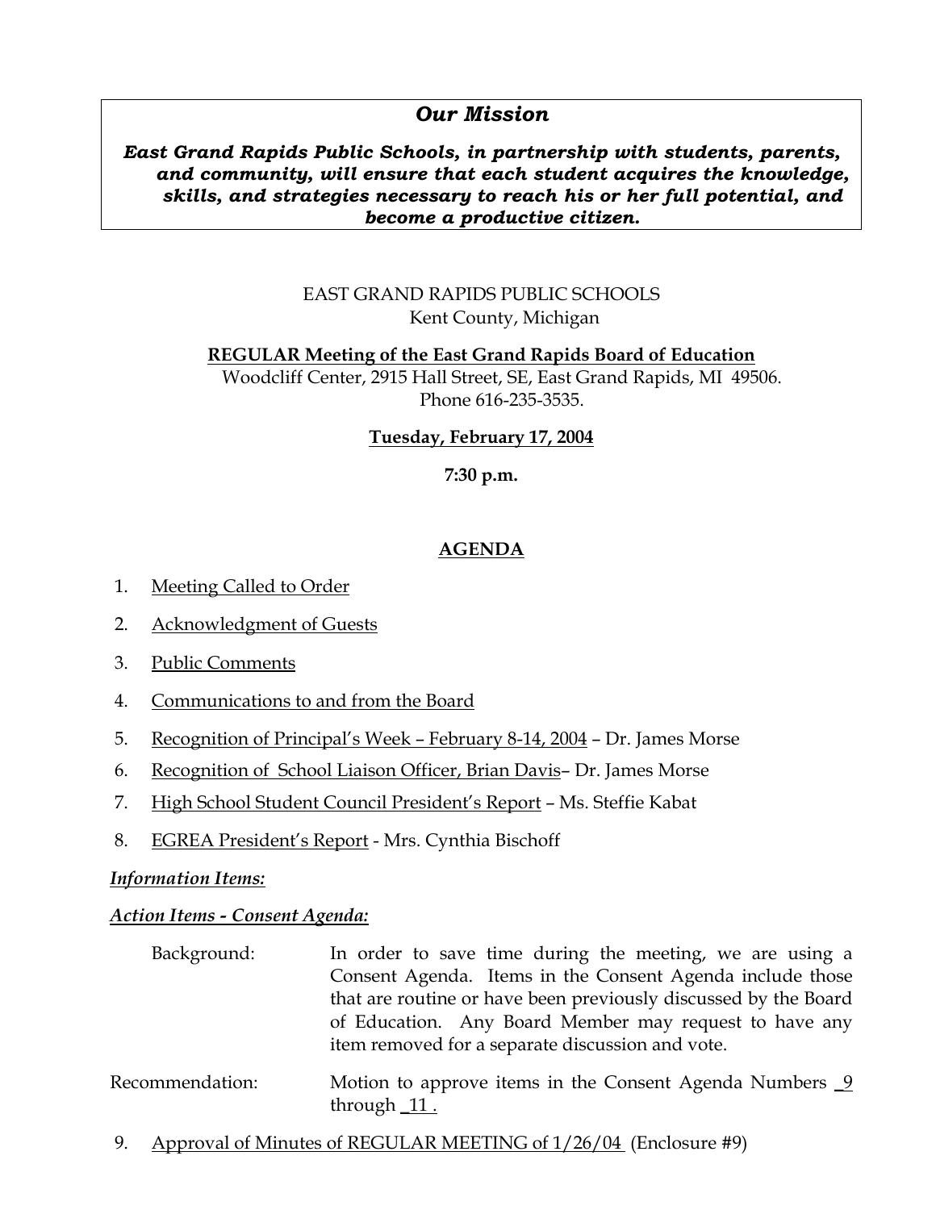## *Our Mission*

***East Grand Rapids Public Schools, in partnership with students, parents, and community, will ensure that each student acquires the knowledge, skills, and strategies necessary to reach his or her full potential, and become a productive citizen.***

EAST GRAND RAPIDS PUBLIC SCHOOLS
Kent County, Michigan

**REGULAR Meeting of the East Grand Rapids Board of Education**
Woodcliff Center, 2915 Hall Street, SE, East Grand Rapids, MI 49506.
Phone 616-235-3535.

**Tuesday, February 17, 2004**

**7:30 p.m.**

# AGENDA

1. Meeting Called to Order
2. Acknowledgment of Guests
3. Public Comments
4. Communications to and from the Board
5. Recognition of Principal's Week – February 8-14, 2004 – Dr. James Morse
6. Recognition of School Liaison Officer, Brian Davis– Dr. James Morse
7. High School Student Council President's Report – Ms. Steffie Kabat
8. EGREA President's Report - Mrs. Cynthia Bischoff

***Information Items:***

***Action Items - Consent Agenda:***

Background: In order to save time during the meeting, we are using a Consent Agenda. Items in the Consent Agenda include those that are routine or have been previously discussed by the Board of Education. Any Board Member may request to have any item removed for a separate discussion and vote.

Recommendation: Motion to approve items in the Consent Agenda Numbers _9 through _11 .

9. Approval of Minutes of REGULAR MEETING of 1/26/04 (Enclosure #9)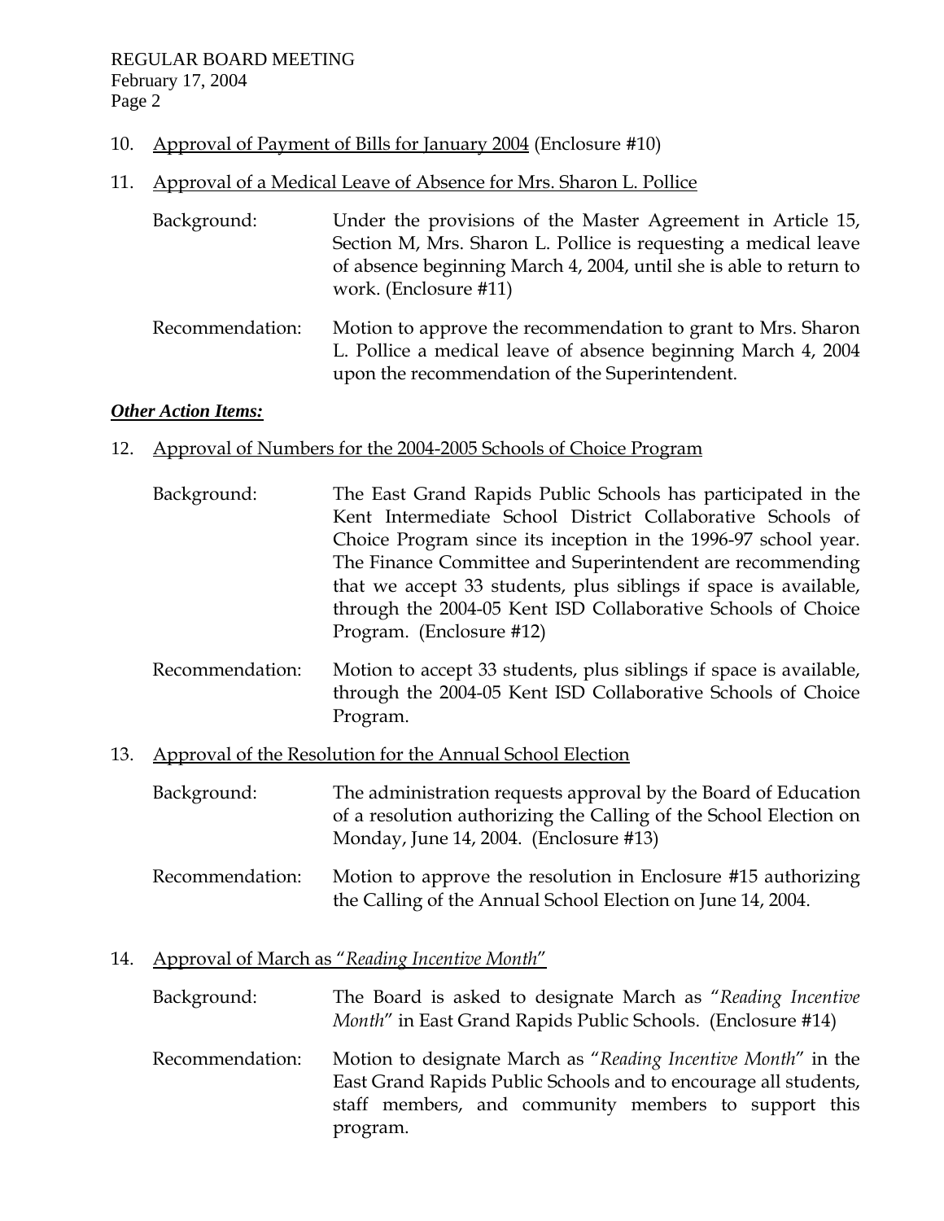10. Approval of Payment of Bills for January 2004 (Enclosure #10)

11. Approval of a Medical Leave of Absence for Mrs. Sharon L. Pollice

    Background: Under the provisions of the Master Agreement in Article 15, Section M, Mrs. Sharon L. Pollice is requesting a medical leave of absence beginning March 4, 2004, until she is able to return to work. (Enclosure #11)

    Recommendation: Motion to approve the recommendation to grant to Mrs. Sharon L. Pollice a medical leave of absence beginning March 4, 2004 upon the recommendation of the Superintendent.

***Other Action Items:***

12. Approval of Numbers for the 2004-2005 Schools of Choice Program

    Background: The East Grand Rapids Public Schools has participated in the Kent Intermediate School District Collaborative Schools of Choice Program since its inception in the 1996-97 school year. The Finance Committee and Superintendent are recommending that we accept 33 students, plus siblings if space is available, through the 2004-05 Kent ISD Collaborative Schools of Choice Program. (Enclosure #12)

    Recommendation: Motion to accept 33 students, plus siblings if space is available, through the 2004-05 Kent ISD Collaborative Schools of Choice Program.

13. Approval of the Resolution for the Annual School Election

    Background: The administration requests approval by the Board of Education of a resolution authorizing the Calling of the School Election on Monday, June 14, 2004. (Enclosure #13)

    Recommendation: Motion to approve the resolution in Enclosure #15 authorizing the Calling of the Annual School Election on June 14, 2004.

14. Approval of March as "*Reading Incentive Month*"

    Background: The Board is asked to designate March as "*Reading Incentive Month*" in East Grand Rapids Public Schools. (Enclosure #14)

    Recommendation: Motion to designate March as "*Reading Incentive Month*" in the East Grand Rapids Public Schools and to encourage all students, staff members, and community members to support this program.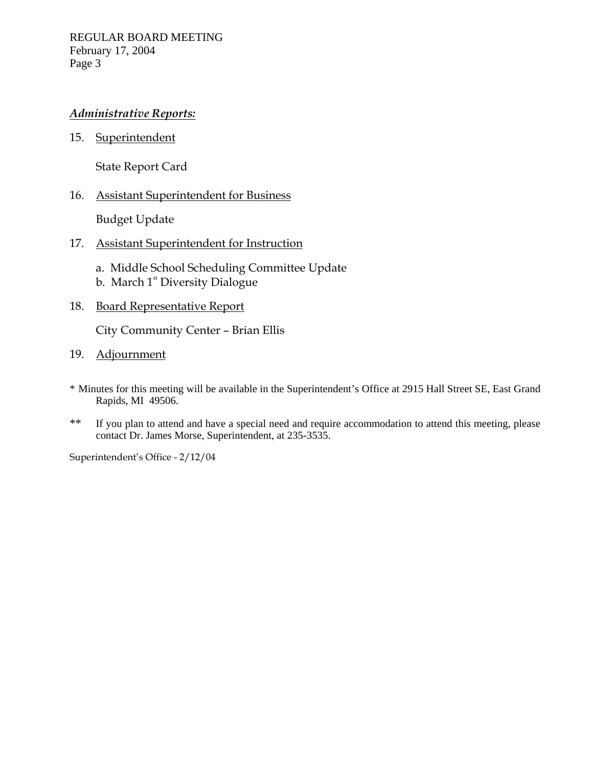***Administrative Reports:***

15. Superintendent

    State Report Card

16. Assistant Superintendent for Business

    Budget Update

17. Assistant Superintendent for Instruction

    a. Middle School Scheduling Committee Update
    b. March 1st Diversity Dialogue

18. Board Representative Report

    City Community Center – Brian Ellis

19. Adjournment

* Minutes for this meeting will be available in the Superintendent's Office at 2915 Hall Street SE, East Grand Rapids, MI 49506.

** If you plan to attend and have a special need and require accommodation to attend this meeting, please contact Dr. James Morse, Superintendent, at 235-3535.

Superintendent's Office - 2/12/04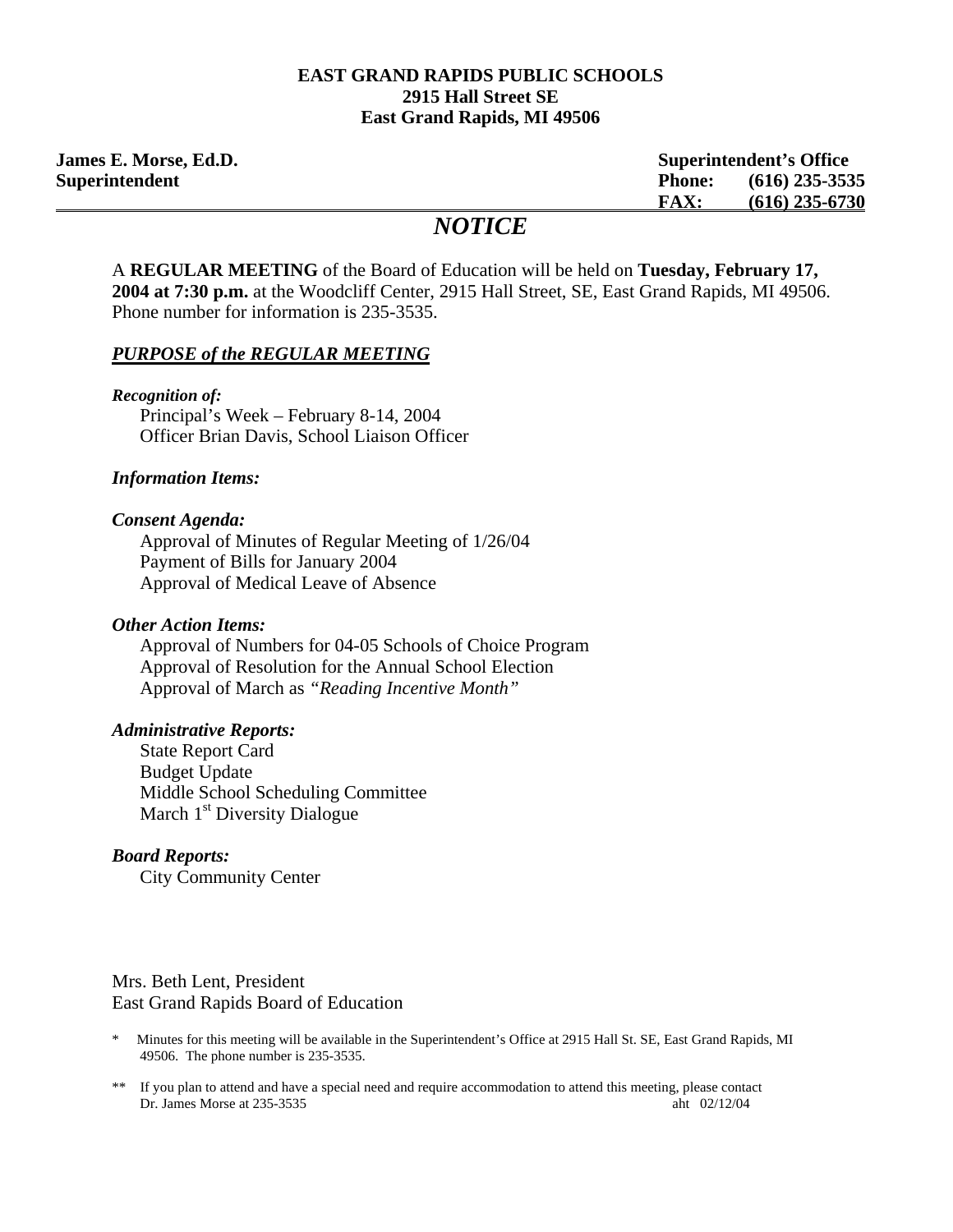**EAST GRAND RAPIDS PUBLIC SCHOOLS**
**2915 Hall Street SE**
**East Grand Rapids, MI 49506**

**James E. Morse, Ed.D.**
**Superintendent**

**Superintendent's Office**
**Phone: (616) 235-3535**
**FAX: (616) 235-6730**

# *NOTICE*

A **REGULAR MEETING** of the Board of Education will be held on **Tuesday, February 17, 2004 at 7:30 p.m.** at the Woodcliff Center, 2915 Hall Street, SE, East Grand Rapids, MI 49506. Phone number for information is 235-3535.

## ***PURPOSE of the REGULAR MEETING***

***Recognition of:***
Principal's Week – February 8-14, 2004
Officer Brian Davis, School Liaison Officer

***Information Items:***

***Consent Agenda:***
Approval of Minutes of Regular Meeting of 1/26/04
Payment of Bills for January 2004
Approval of Medical Leave of Absence

***Other Action Items:***
Approval of Numbers for 04-05 Schools of Choice Program
Approval of Resolution for the Annual School Election
Approval of March as *"Reading Incentive Month"*

***Administrative Reports:***
State Report Card
Budget Update
Middle School Scheduling Committee
March 1st Diversity Dialogue

***Board Reports:***
City Community Center

Mrs. Beth Lent, President
East Grand Rapids Board of Education

\* Minutes for this meeting will be available in the Superintendent's Office at 2915 Hall St. SE, East Grand Rapids, MI 49506. The phone number is 235-3535.

\*\* If you plan to attend and have a special need and require accommodation to attend this meeting, please contact Dr. James Morse at 235-3535

aht 02/12/04